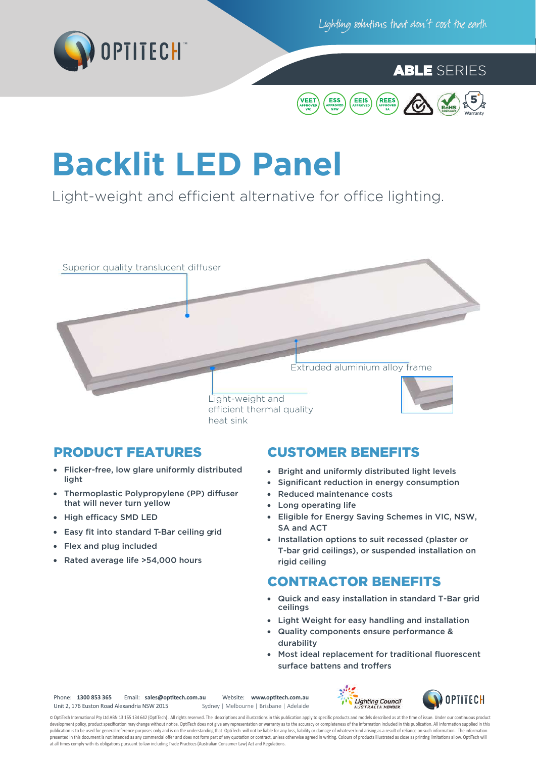OPTITECH

Lighting solutions that don't cost the earth

**ABLE** SERIES

VEET APPROVED VIC | ESS APPROVED NSW | EEIS APPROVED | REES APPROVED SA | RoHS COMPLIANT | 5 Warranty

# Backlit LED Panel

Light-weight and efficient alternative for office lighting.

Superior quality translucent diffuser

Extruded aluminium alloy frame

Light-weight and efficient thermal quality heat sink

## PRODUCT FEATURES

- Flicker-free, low glare uniformly distributed light
- Thermoplastic Polypropylene (PP) diffuser that will never turn yellow
- High efficacy SMD LED
- Easy fit into standard T-Bar ceiling grid
- Flex and plug included
- Rated average life >54,000 hours

## CUSTOMER BENEFITS

- Bright and uniformly distributed light levels
- Significant reduction in energy consumption
- Reduced maintenance costs
- Long operating life
- Eligible for Energy Saving Schemes in VIC, NSW, SA and ACT
- Installation options to suit recessed (plaster or T-bar grid ceilings), or suspended installation on rigid ceiling

## CONTRACTOR BENEFITS

- Quick and easy installation in standard T-Bar grid ceilings
- Light Weight for easy handling and installation
- Quality components ensure performance & durability
- Most ideal replacement for traditional fluorescent surface battens and troffers

Phone: **1300 853 365** Email: **sales@optitech.com.au** Website: **www.optitech.com.au**
Unit 2, 176 Euston Road Alexandria NSW 2015 Sydney | Melbourne | Brisbane | Adelaide

Lighting Council AUSTRALIA MEMBER

OPTITECH

© OptiTech International Pty Ltd ABN 13 155 134 642 (OptiTech) . All rights reserved. The descriptions and illustrations in this publication apply to specific products and models described as at the time of issue. Under our continuous product development policy, product specification may change without notice. OptiTech does not give any representation or warranty as to the accuracy or completeness of the information included in this publication. All information supplied in this publication is to be used for general reference purposes only and is on the understanding that OptiTech will not be liable for any loss, liability or damage of whatever kind arising as a result of reliance on such information. The information presented in this document is not intended as any commercial offer and does not form part of any quotation or contract, unless otherwise agreed in writing. Colours of products illustrated as close as printing limitations allow. OptiTech will at all times comply with its obligations pursuant to law including Trade Practices (Australian Consumer Law) Act and Regulations.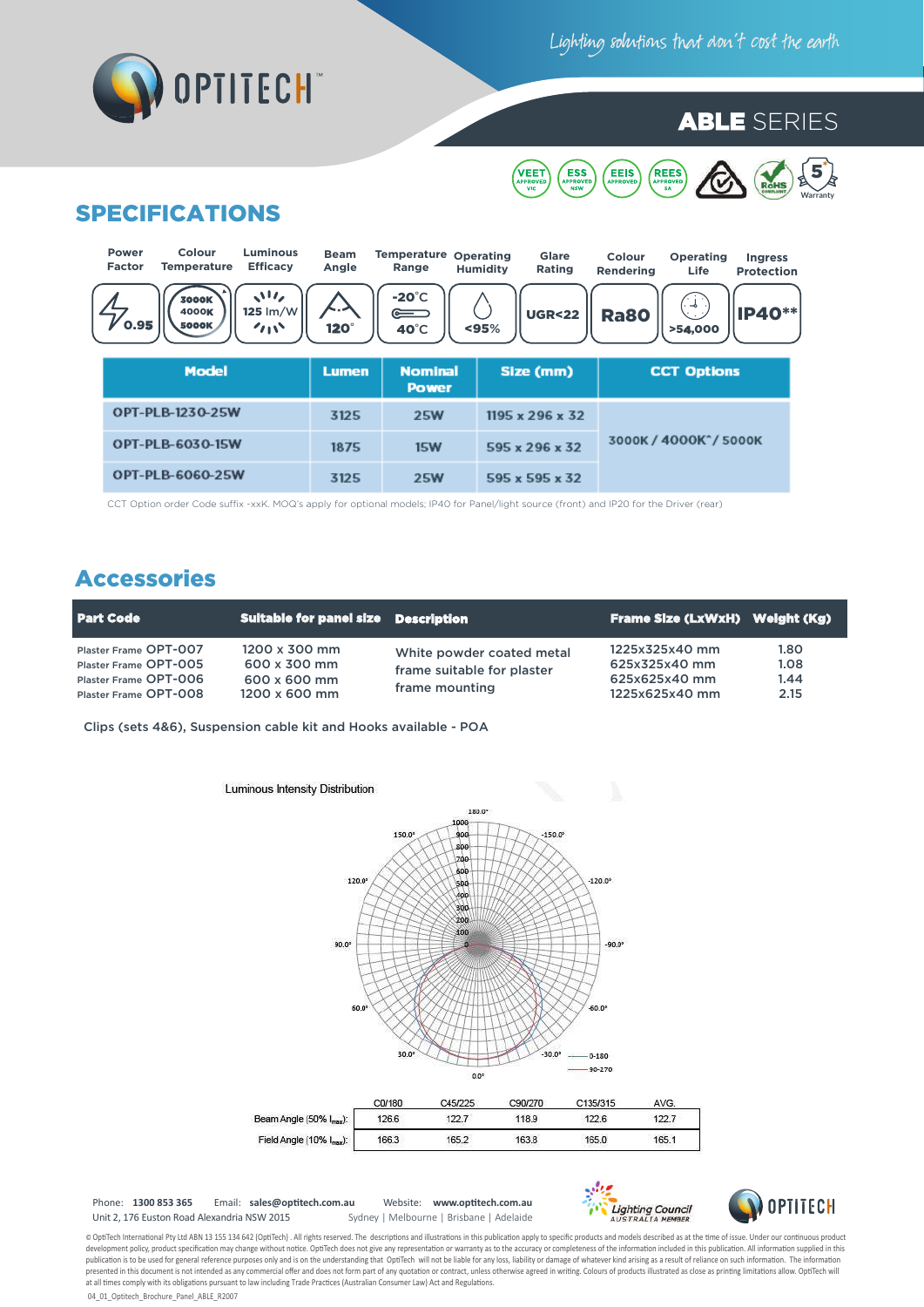Lighting solutions that don't cost the earth

OPTITECH

# ABLE SERIES

VEET APPROVED VIC | ESS APPROVED NSW | EEIS APPROVED | REES APPROVED SA | RoHS COMPLIANT | 5 Warranty

## SPECIFICATIONS

| Power Factor | Colour Temperature | Luminous Efficacy | Beam Angle | Temperature Range | Operating Humidity | Glare Rating | Colour Rendering | Operating Life | Ingress Protection |
|---|---|---|---|---|---|---|---|---|---|
| 0.95 | 3000K 4000K 5000K | 125 lm/W | 120° | -20°C 40°C | <95% | UGR<22 | Ra80 | >54,000 | IP40** |

| Model | Lumen | Nominal Power | Size (mm) | CCT Options |
|---|---|---|---|---|
| OPT-PLB-1230-25W | 3125 | 25W | 1195 x 296 x 32 | 3000K / 4000K* / 5000K |
| OPT-PLB-6030-15W | 1875 | 15W | 595 x 296 x 32 | |
| OPT-PLB-6060-25W | 3125 | 25W | 595 x 595 x 32 | |

CCT Option order Code suffix -xxK. MOQ's apply for optional models; IP40 for Panel/light source (front) and IP20 for the Driver (rear)

## Accessories

| Part Code | Suitable for panel size | Description | Frame Size (LxWxH) | Weight (Kg) |
|---|---|---|---|---|
| Plaster Frame OPT-007 | 1200 x 300 mm | White powder coated metal frame suitable for plaster frame mounting | 1225x325x40 mm | 1.80 |
| Plaster Frame OPT-005 | 600 x 300 mm | | 625x325x40 mm | 1.08 |
| Plaster Frame OPT-006 | 600 x 600 mm | | 625x625x40 mm | 1.44 |
| Plaster Frame OPT-008 | 1200 x 600 mm | | 1225x625x40 mm | 2.15 |

Clips (sets 4&6), Suspension cable kit and Hooks available - POA

Luminous Intensity Distribution

180.0°
150.0° -150.0°
120.0° -120.0°
90.0° -90.0°
60.0° -60.0°
30.0° -30.0°
0.0°
1000 900 800 700 600 500 400 300 200 100 0
0-180
90-270

| | C0/180 | C45/225 | C90/270 | C135/315 | AVG. |
|---|---|---|---|---|---|
| Beam Angle (50% $I_{max}$): | 126.6 | 122.7 | 118.9 | 122.6 | 122.7 |
| Field Angle (10% $I_{max}$): | 166.3 | 165.2 | 163.8 | 165.0 | 165.1 |

Phone: 1300 853 365 Email: sales@optitech.com.au Website: www.optitech.com.au
Unit 2, 176 Euston Road Alexandria NSW 2015 Sydney | Melbourne | Brisbane | Adelaide

Lighting Council AUSTRALIA MEMBER

© OptiTech International Pty Ltd ABN 13 155 134 642 (OptiTech) . All rights reserved. The descriptions and illustrations in this publication apply to specific products and models described as at the time of issue. Under our continuous product development policy, product specification may change without notice. OptiTech does not give any representation or warranty as to the accuracy or completeness of the information included in this publication. All information supplied in this publication is to be used for general reference purposes only and is on the understanding that OptiTech will not be liable for any loss, liability or damage of whatever kind arising as a result of reliance on such information. The information presented in this document is not intended as any commercial offer and does not form part of any quotation or contract, unless otherwise agreed in writing. Colours of products illustrated as close as printing limitations allow. OptiTech will at all times comply with its obligations pursuant to law including Trade Practices (Australian Consumer Law) Act and Regulations.

04_01_Optitech_Brochure_Panel_ABLE_R2007